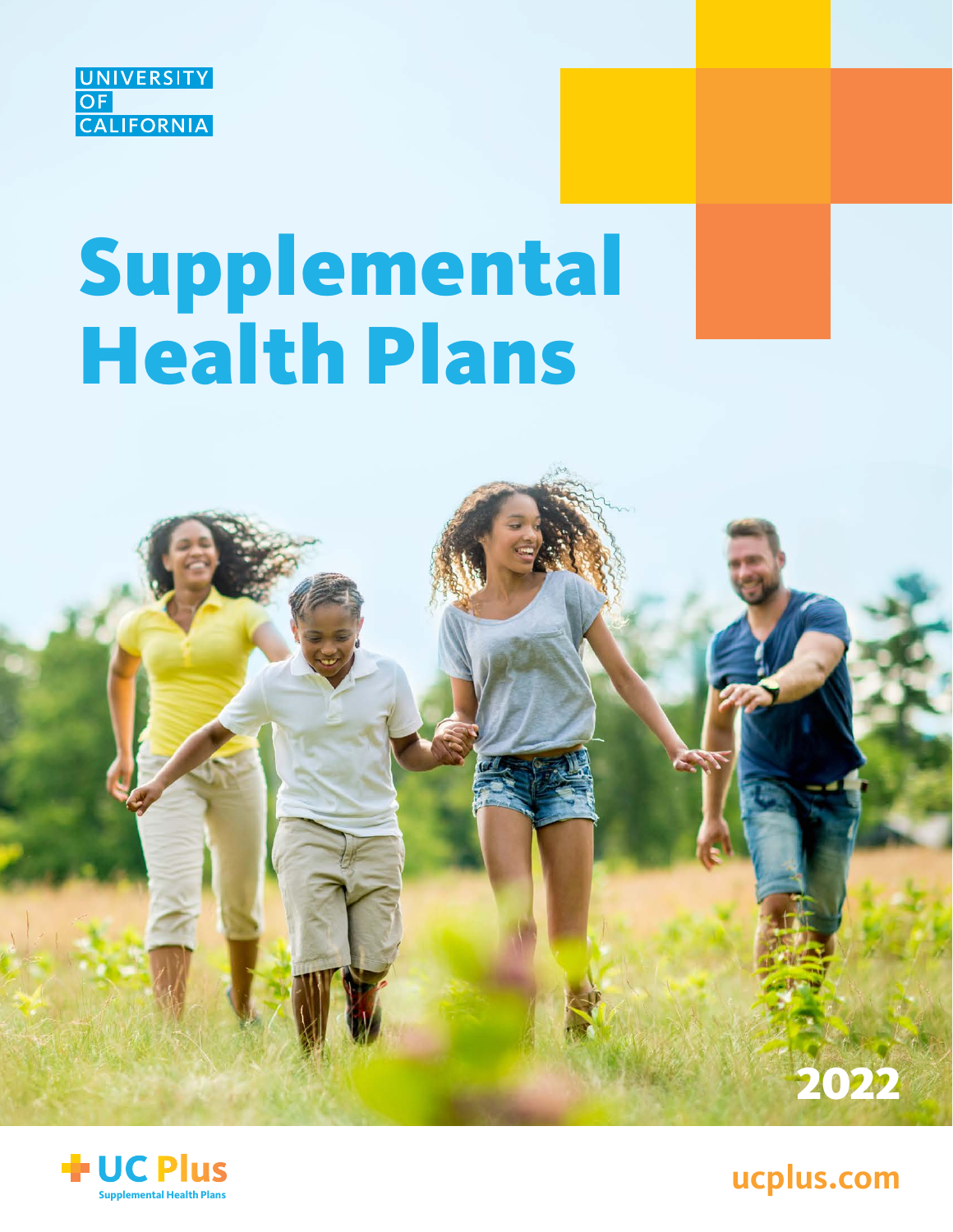UNIVERSITY OF CALIFORNIA

# Supplemental Health Plans

2022

UC Plus
Supplemental Health Plans

ucplus.com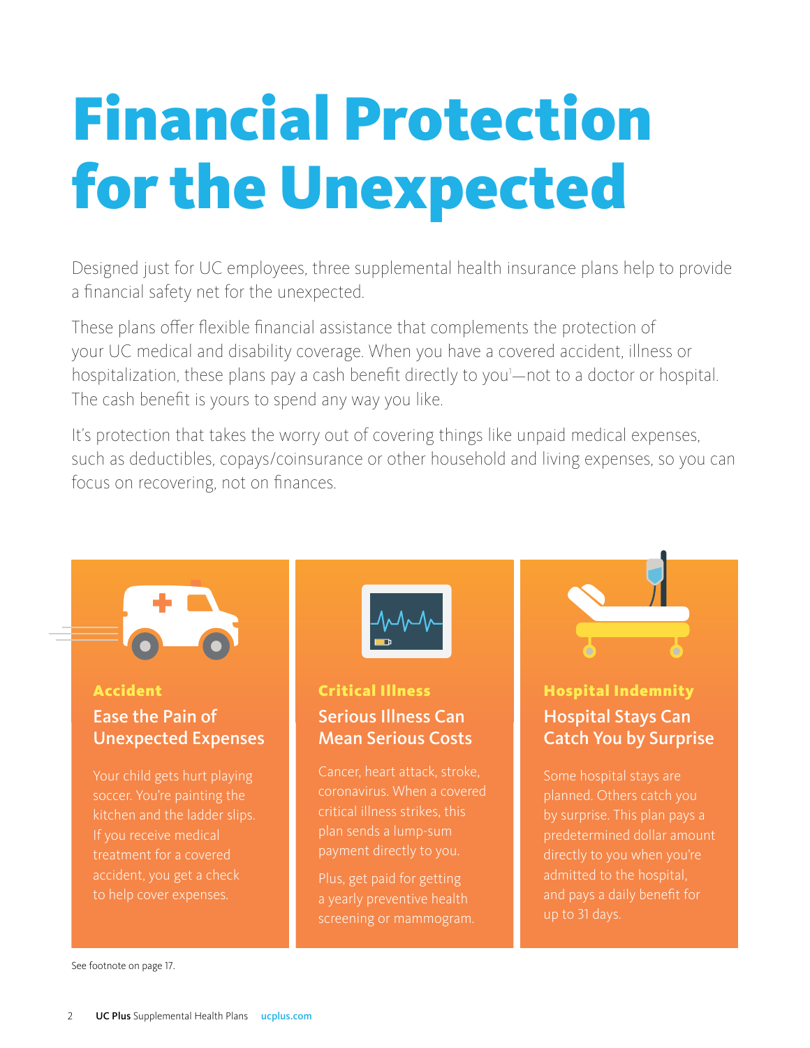# Financial Protection for the Unexpected

Designed just for UC employees, three supplemental health insurance plans help to provide a financial safety net for the unexpected.

These plans offer flexible financial assistance that complements the protection of your UC medical and disability coverage. When you have a covered accident, illness or hospitalization, these plans pay a cash benefit directly to you[1]—not to a doctor or hospital. The cash benefit is yours to spend any way you like.

It's protection that takes the worry out of covering things like unpaid medical expenses, such as deductibles, copays/coinsurance or other household and living expenses, so you can focus on recovering, not on finances.

### Accident

**Ease the Pain of Unexpected Expenses**

Your child gets hurt playing soccer. You're painting the kitchen and the ladder slips. If you receive medical treatment for a covered accident, you get a check to help cover expenses.

### Critical Illness

**Serious Illness Can Mean Serious Costs**

Cancer, heart attack, stroke, coronavirus. When a covered critical illness strikes, this plan sends a lump-sum payment directly to you.

Plus, get paid for getting a yearly preventive health screening or mammogram.

### Hospital Indemnity

**Hospital Stays Can Catch You by Surprise**

Some hospital stays are planned. Others catch you by surprise. This plan pays a predetermined dollar amount directly to you when you're admitted to the hospital, and pays a daily benefit for up to 31 days.

See footnote on page 17.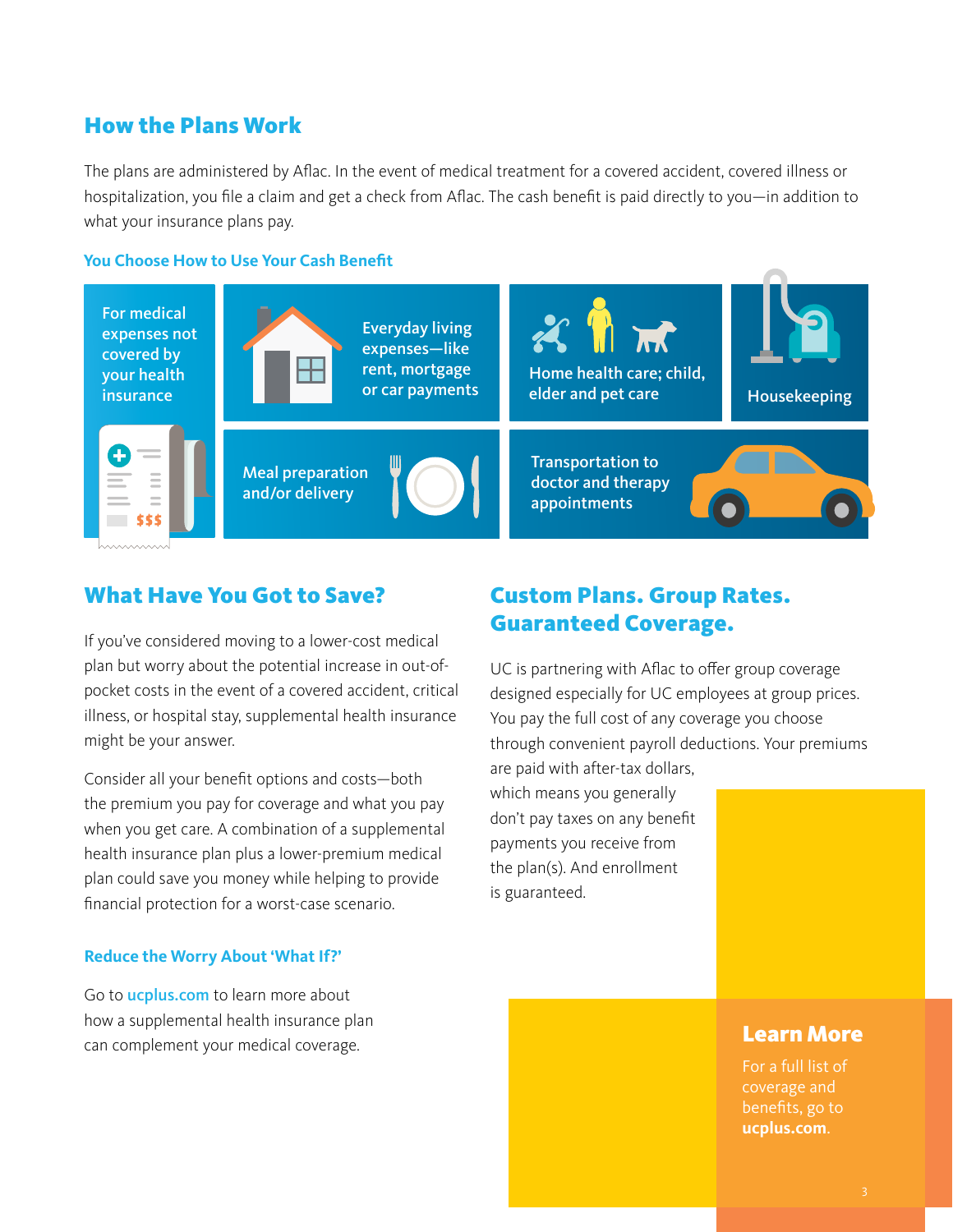## How the Plans Work

The plans are administered by Aflac. In the event of medical treatment for a covered accident, covered illness or hospitalization, you file a claim and get a check from Aflac. The cash benefit is paid directly to you—in addition to what your insurance plans pay.

### You Choose How to Use Your Cash Benefit

- For medical expenses not covered by your health insurance
- Everyday living expenses—like rent, mortgage or car payments
- Home health care; child, elder and pet care
- Housekeeping
- Meal preparation and/or delivery
- Transportation to doctor and therapy appointments

## What Have You Got to Save?

If you've considered moving to a lower-cost medical plan but worry about the potential increase in out-of-pocket costs in the event of a covered accident, critical illness, or hospital stay, supplemental health insurance might be your answer.

Consider all your benefit options and costs—both the premium you pay for coverage and what you pay when you get care. A combination of a supplemental health insurance plan plus a lower-premium medical plan could save you money while helping to provide financial protection for a worst-case scenario.

### Reduce the Worry About 'What If?'

Go to ucplus.com to learn more about how a supplemental health insurance plan can complement your medical coverage.

## Custom Plans. Group Rates. Guaranteed Coverage.

UC is partnering with Aflac to offer group coverage designed especially for UC employees at group prices. You pay the full cost of any coverage you choose through convenient payroll deductions. Your premiums are paid with after-tax dollars, which means you generally don't pay taxes on any benefit payments you receive from the plan(s). And enrollment is guaranteed.

## Learn More

For a full list of coverage and benefits, go to **ucplus.com**.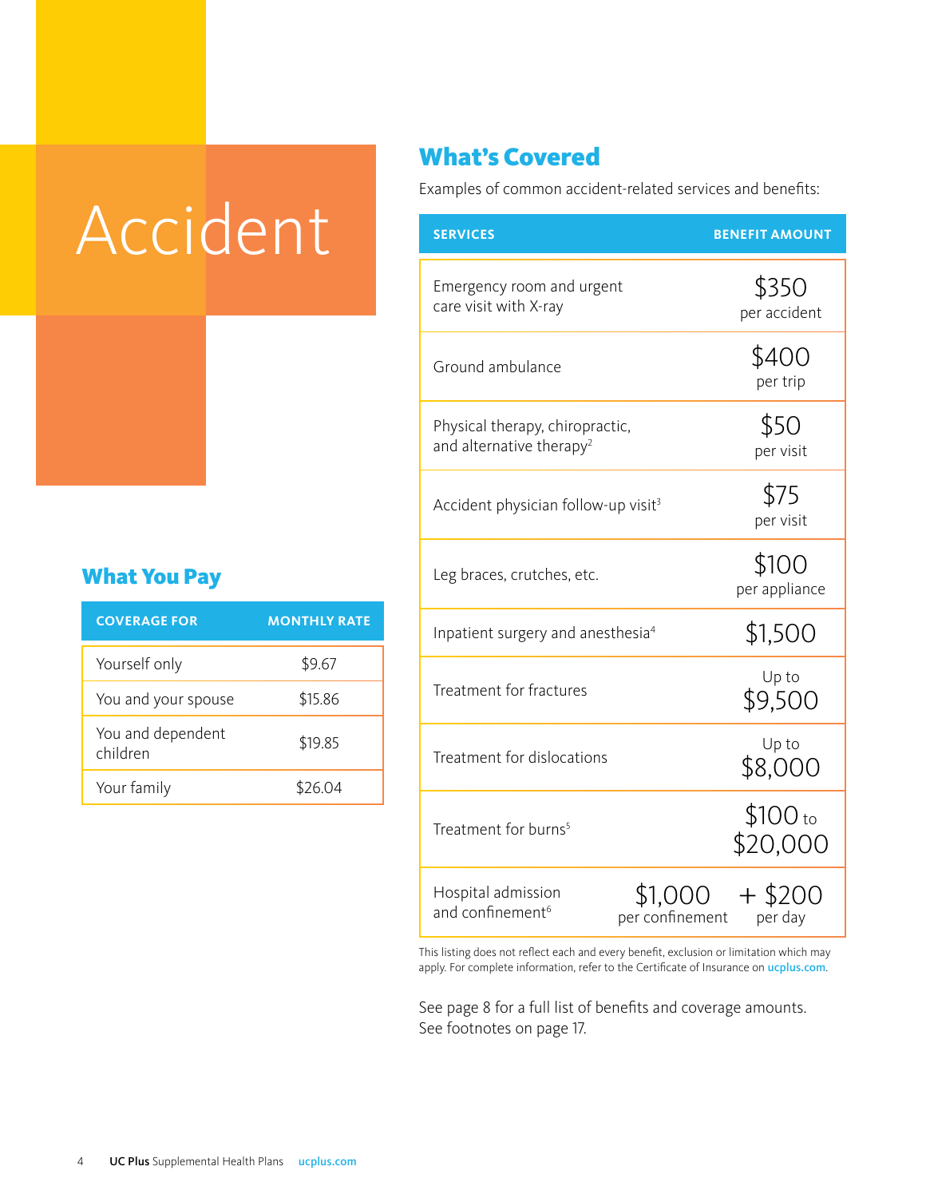# Accident

## What You Pay

| COVERAGE FOR | MONTHLY RATE |
|---|---|
| Yourself only | $9.67 |
| You and your spouse | $15.86 |
| You and dependent children | $19.85 |
| Your family | $26.04 |

## What's Covered

Examples of common accident-related services and benefits:

| SERVICES | BENEFIT AMOUNT |
|---|---|
| Emergency room and urgent care visit with X-ray | $350 per accident |
| Ground ambulance | $400 per trip |
| Physical therapy, chiropractic, and alternative therapy[2] | $50 per visit |
| Accident physician follow-up visit[3] | $75 per visit |
| Leg braces, crutches, etc. | $100 per appliance |
| Inpatient surgery and anesthesia[4] | $1,500 |
| Treatment for fractures | Up to $9,500 |
| Treatment for dislocations | Up to $8,000 |
| Treatment for burns[5] | $100 to $20,000 |
| Hospital admission and confinement[6] | $1,000 per confinement + $200 per day |

This listing does not reflect each and every benefit, exclusion or limitation which may apply. For complete information, refer to the Certificate of Insurance on ucplus.com.

See page 8 for a full list of benefits and coverage amounts.
See footnotes on page 17.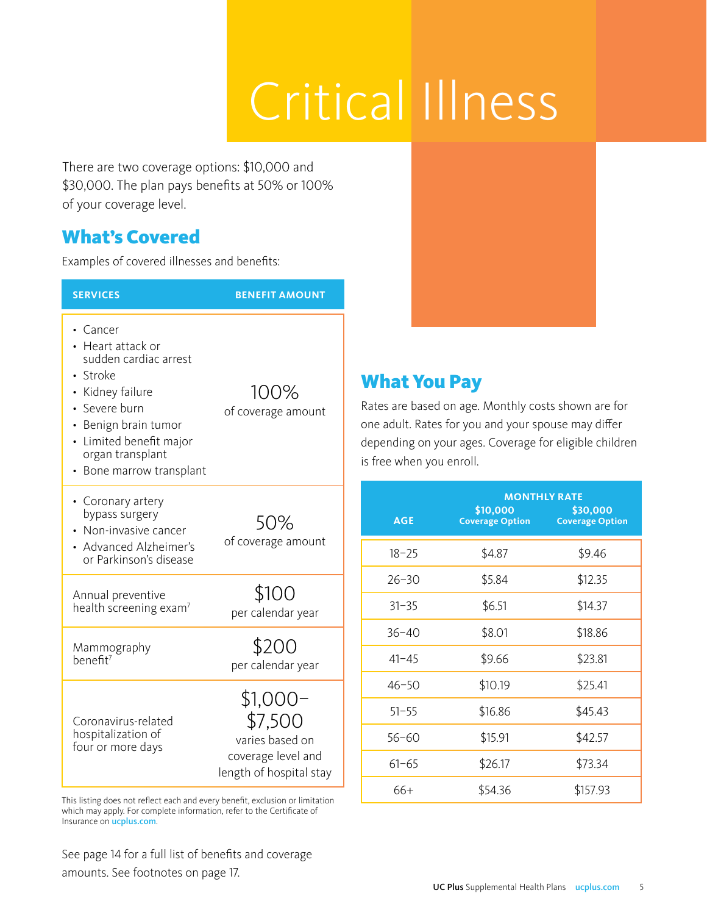# Critical Illness

There are two coverage options: $10,000 and $30,000. The plan pays benefits at 50% or 100% of your coverage level.

## What's Covered

Examples of covered illnesses and benefits:

| SERVICES | BENEFIT AMOUNT |
|---|---|
| • Cancer<br>• Heart attack or sudden cardiac arrest<br>• Stroke<br>• Kidney failure<br>• Severe burn<br>• Benign brain tumor<br>• Limited benefit major organ transplant<br>• Bone marrow transplant | 100% of coverage amount |
| • Coronary artery bypass surgery<br>• Non-invasive cancer<br>• Advanced Alzheimer's or Parkinson's disease | 50% of coverage amount |
| Annual preventive health screening exam[7] | $100 per calendar year |
| Mammography benefit[7] | $200 per calendar year |
| Coronavirus-related hospitalization of four or more days | $1,000–$7,500 varies based on coverage level and length of hospital stay |

This listing does not reflect each and every benefit, exclusion or limitation which may apply. For complete information, refer to the Certificate of Insurance on ucplus.com.

See page 14 for a full list of benefits and coverage amounts. See footnotes on page 17.

## What You Pay

Rates are based on age. Monthly costs shown are for one adult. Rates for you and your spouse may differ depending on your ages. Coverage for eligible children is free when you enroll.

| AGE | MONTHLY RATE $10,000 Coverage Option | $30,000 Coverage Option |
|---|---|---|
| 18–25 | $4.87 | $9.46 |
| 26–30 | $5.84 | $12.35 |
| 31–35 | $6.51 | $14.37 |
| 36–40 | $8.01 | $18.86 |
| 41–45 | $9.66 | $23.81 |
| 46–50 | $10.19 | $25.41 |
| 51–55 | $16.86 | $45.43 |
| 56–60 | $15.91 | $42.57 |
| 61–65 | $26.17 | $73.34 |
| 66+ | $54.36 | $157.93 |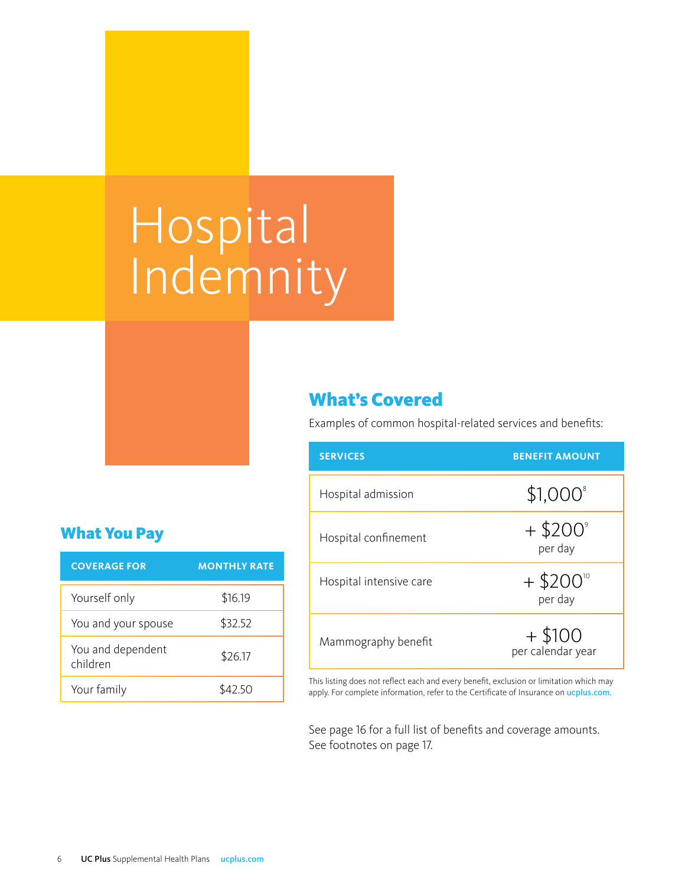# Hospital Indemnity

## What You Pay

| COVERAGE FOR | MONTHLY RATE |
| --- | --- |
| Yourself only | $16.19 |
| You and your spouse | $32.52 |
| You and dependent children | $26.17 |
| Your family | $42.50 |

## What's Covered

Examples of common hospital-related services and benefits:

| SERVICES | BENEFIT AMOUNT |
| --- | --- |
| Hospital admission | $1,000[8] |
| Hospital confinement | + $200[9] per day |
| Hospital intensive care | + $200[10] per day |
| Mammography benefit | + $100 per calendar year |

This listing does not reflect each and every benefit, exclusion or limitation which may apply. For complete information, refer to the Certificate of Insurance on ucplus.com.

See page 16 for a full list of benefits and coverage amounts. See footnotes on page 17.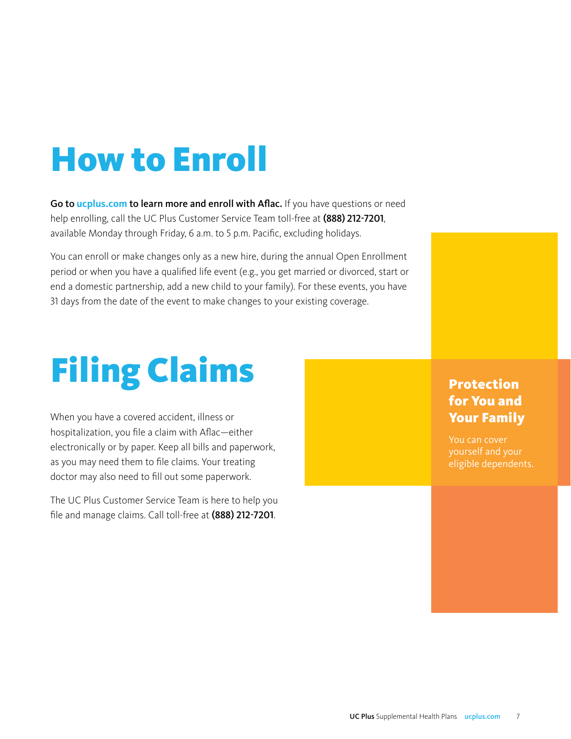# How to Enroll

**Go to ucplus.com to learn more and enroll with Aflac.** If you have questions or need help enrolling, call the UC Plus Customer Service Team toll-free at **(888) 212-7201**, available Monday through Friday, 6 a.m. to 5 p.m. Pacific, excluding holidays.

You can enroll or make changes only as a new hire, during the annual Open Enrollment period or when you have a qualified life event (e.g., you get married or divorced, start or end a domestic partnership, add a new child to your family). For these events, you have 31 days from the date of the event to make changes to your existing coverage.

# Filing Claims

When you have a covered accident, illness or hospitalization, you file a claim with Aflac—either electronically or by paper. Keep all bills and paperwork, as you may need them to file claims. Your treating doctor may also need to fill out some paperwork.

The UC Plus Customer Service Team is here to help you file and manage claims. Call toll-free at **(888) 212-7201**.

### Protection for You and Your Family

You can cover yourself and your eligible dependents.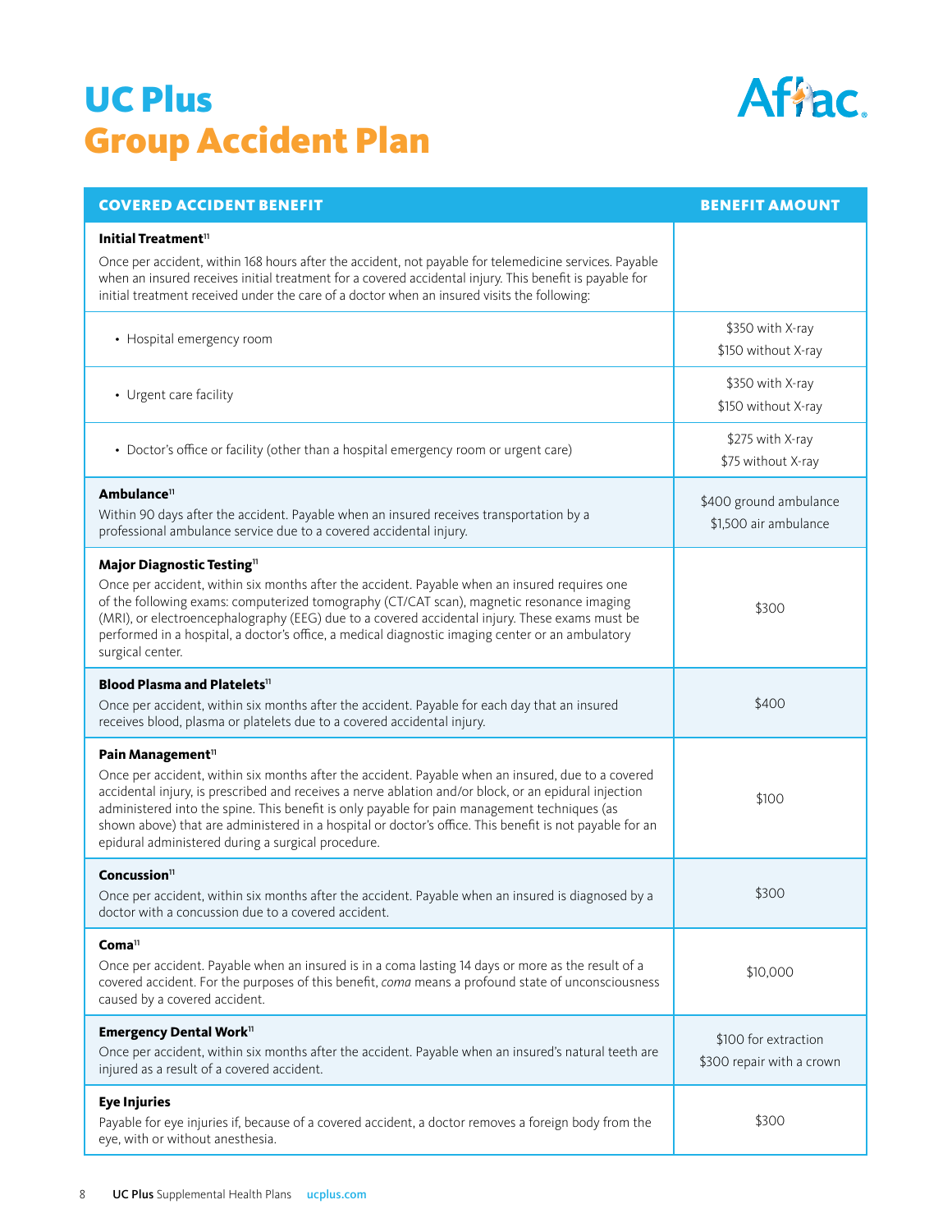# UC Plus
## Group Accident Plan

| COVERED ACCIDENT BENEFIT | BENEFIT AMOUNT |
|---|---|
| **Initial Treatment**[11]<br>Once per accident, within 168 hours after the accident, not payable for telemedicine services. Payable when an insured receives initial treatment for a covered accidental injury. This benefit is payable for initial treatment received under the care of a doctor when an insured visits the following: | |
| • Hospital emergency room | $350 with X-ray<br>$150 without X-ray |
| • Urgent care facility | $350 with X-ray<br>$150 without X-ray |
| • Doctor's office or facility (other than a hospital emergency room or urgent care) | $275 with X-ray<br>$75 without X-ray |
| **Ambulance**[11]<br>Within 90 days after the accident. Payable when an insured receives transportation by a professional ambulance service due to a covered accidental injury. | $400 ground ambulance<br>$1,500 air ambulance |
| **Major Diagnostic Testing**[11]<br>Once per accident, within six months after the accident. Payable when an insured requires one of the following exams: computerized tomography (CT/CAT scan), magnetic resonance imaging (MRI), or electroencephalography (EEG) due to a covered accidental injury. These exams must be performed in a hospital, a doctor's office, a medical diagnostic imaging center or an ambulatory surgical center. | $300 |
| **Blood Plasma and Platelets**[11]<br>Once per accident, within six months after the accident. Payable for each day that an insured receives blood, plasma or platelets due to a covered accidental injury. | $400 |
| **Pain Management**[11]<br>Once per accident, within six months after the accident. Payable when an insured, due to a covered accidental injury, is prescribed and receives a nerve ablation and/or block, or an epidural injection administered into the spine. This benefit is only payable for pain management techniques (as shown above) that are administered in a hospital or doctor's office. This benefit is not payable for an epidural administered during a surgical procedure. | $100 |
| **Concussion**[11]<br>Once per accident, within six months after the accident. Payable when an insured is diagnosed by a doctor with a concussion due to a covered accident. | $300 |
| **Coma**[11]<br>Once per accident. Payable when an insured is in a coma lasting 14 days or more as the result of a covered accident. For the purposes of this benefit, *coma* means a profound state of unconsciousness caused by a covered accident. | $10,000 |
| **Emergency Dental Work**[11]<br>Once per accident, within six months after the accident. Payable when an insured's natural teeth are injured as a result of a covered accident. | $100 for extraction<br>$300 repair with a crown |
| **Eye Injuries**<br>Payable for eye injuries if, because of a covered accident, a doctor removes a foreign body from the eye, with or without anesthesia. | $300 |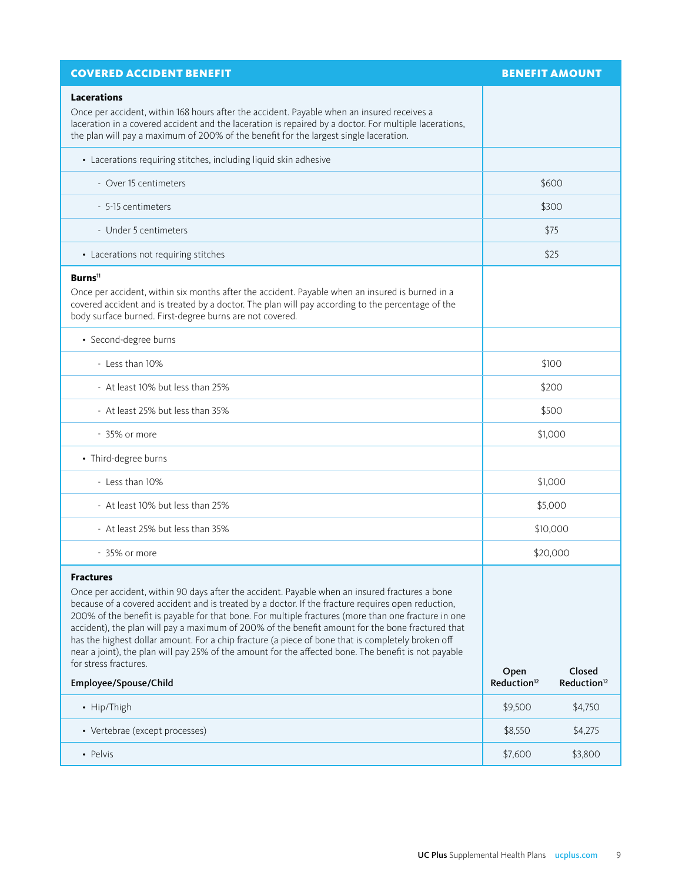| COVERED ACCIDENT BENEFIT | BENEFIT AMOUNT | |
|---|---|---|
| **Lacerations**<br>Once per accident, within 168 hours after the accident. Payable when an insured receives a laceration in a covered accident and the laceration is repaired by a doctor. For multiple lacerations, the plan will pay a maximum of 200% of the benefit for the largest single laceration. | | |
| • Lacerations requiring stitches, including liquid skin adhesive | | |
| - Over 15 centimeters | $600 | |
| - 5-15 centimeters | $300 | |
| - Under 5 centimeters | $75 | |
| • Lacerations not requiring stitches | $25 | |
| **Burns**[11]<br>Once per accident, within six months after the accident. Payable when an insured is burned in a covered accident and is treated by a doctor. The plan will pay according to the percentage of the body surface burned. First-degree burns are not covered. | | |
| • Second-degree burns | | |
| - Less than 10% | $100 | |
| - At least 10% but less than 25% | $200 | |
| - At least 25% but less than 35% | $500 | |
| - 35% or more | $1,000 | |
| • Third-degree burns | | |
| - Less than 10% | $1,000 | |
| - At least 10% but less than 25% | $5,000 | |
| - At least 25% but less than 35% | $10,000 | |
| - 35% or more | $20,000 | |
| **Fractures**<br>Once per accident, within 90 days after the accident. Payable when an insured fractures a bone because of a covered accident and is treated by a doctor. If the fracture requires open reduction, 200% of the benefit is payable for that bone. For multiple fractures (more than one fracture in one accident), the plan will pay a maximum of 200% of the benefit amount for the bone fractured that has the highest dollar amount. For a chip fracture (a piece of bone that is completely broken off near a joint), the plan will pay 25% of the amount for the affected bone. The benefit is not payable for stress fractures. | | |
| **Employee/Spouse/Child** | **Open Reduction**[12] | **Closed Reduction**[12] |
| • Hip/Thigh | $9,500 | $4,750 |
| • Vertebrae (except processes) | $8,550 | $4,275 |
| • Pelvis | $7,600 | $3,800 |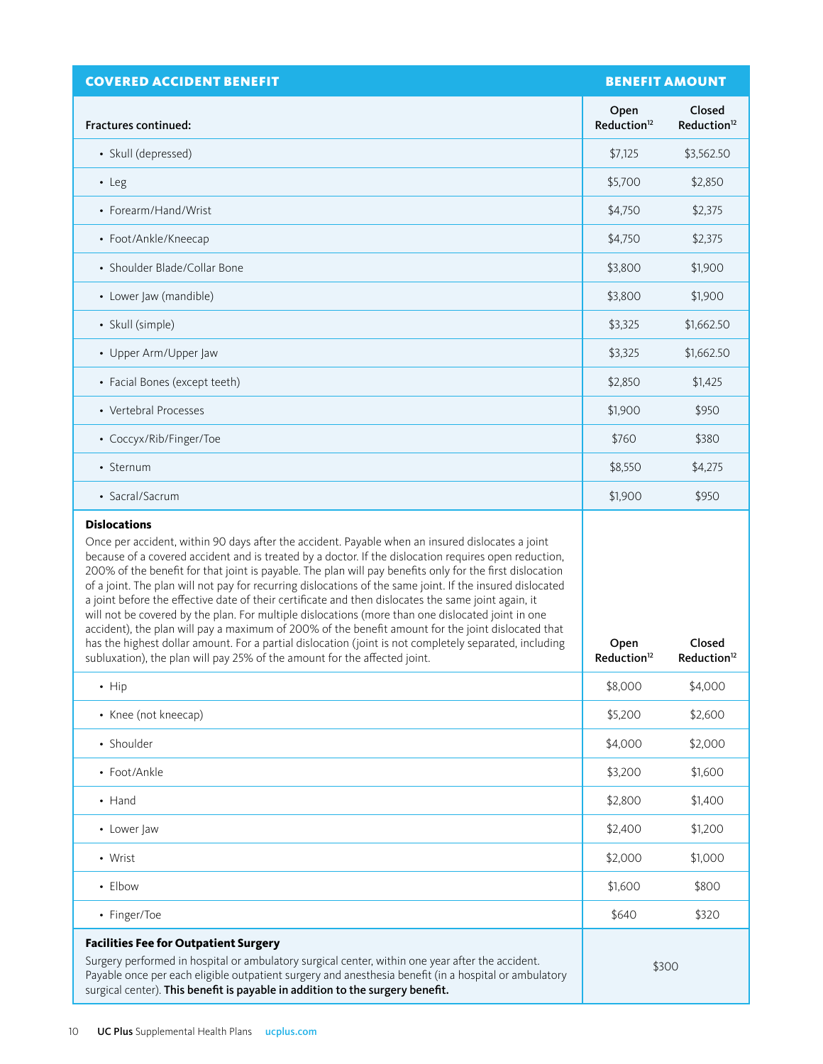| COVERED ACCIDENT BENEFIT | BENEFIT AMOUNT | |
|---|---|---|
| **Fractures continued:** | **Open Reduction[12]** | **Closed Reduction[12]** |
| • Skull (depressed) | $7,125 | $3,562.50 |
| • Leg | $5,700 | $2,850 |
| • Forearm/Hand/Wrist | $4,750 | $2,375 |
| • Foot/Ankle/Kneecap | $4,750 | $2,375 |
| • Shoulder Blade/Collar Bone | $3,800 | $1,900 |
| • Lower Jaw (mandible) | $3,800 | $1,900 |
| • Skull (simple) | $3,325 | $1,662.50 |
| • Upper Arm/Upper Jaw | $3,325 | $1,662.50 |
| • Facial Bones (except teeth) | $2,850 | $1,425 |
| • Vertebral Processes | $1,900 | $950 |
| • Coccyx/Rib/Finger/Toe | $760 | $380 |
| • Sternum | $8,550 | $4,275 |
| • Sacral/Sacrum | $1,900 | $950 |
| **Dislocations**<br>Once per accident, within 90 days after the accident. Payable when an insured dislocates a joint because of a covered accident and is treated by a doctor. If the dislocation requires open reduction, 200% of the benefit for that joint is payable. The plan will pay benefits only for the first dislocation of a joint. The plan will not pay for recurring dislocations of the same joint. If the insured dislocated a joint before the effective date of their certificate and then dislocates the same joint again, it will not be covered by the plan. For multiple dislocations (more than one dislocated joint in one accident), the plan will pay a maximum of 200% of the benefit amount for the joint dislocated that has the highest dollar amount. For a partial dislocation (joint is not completely separated, including subluxation), the plan will pay 25% of the amount for the affected joint. | **Open Reduction[12]** | **Closed Reduction[12]** |
| • Hip | $8,000 | $4,000 |
| • Knee (not kneecap) | $5,200 | $2,600 |
| • Shoulder | $4,000 | $2,000 |
| • Foot/Ankle | $3,200 | $1,600 |
| • Hand | $2,800 | $1,400 |
| • Lower Jaw | $2,400 | $1,200 |
| • Wrist | $2,000 | $1,000 |
| • Elbow | $1,600 | $800 |
| • Finger/Toe | $640 | $320 |
| **Facilities Fee for Outpatient Surgery**<br>Surgery performed in hospital or ambulatory surgical center, within one year after the accident. Payable once per each eligible outpatient surgery and anesthesia benefit (in a hospital or ambulatory surgical center). **This benefit is payable in addition to the surgery benefit.** | $300 | |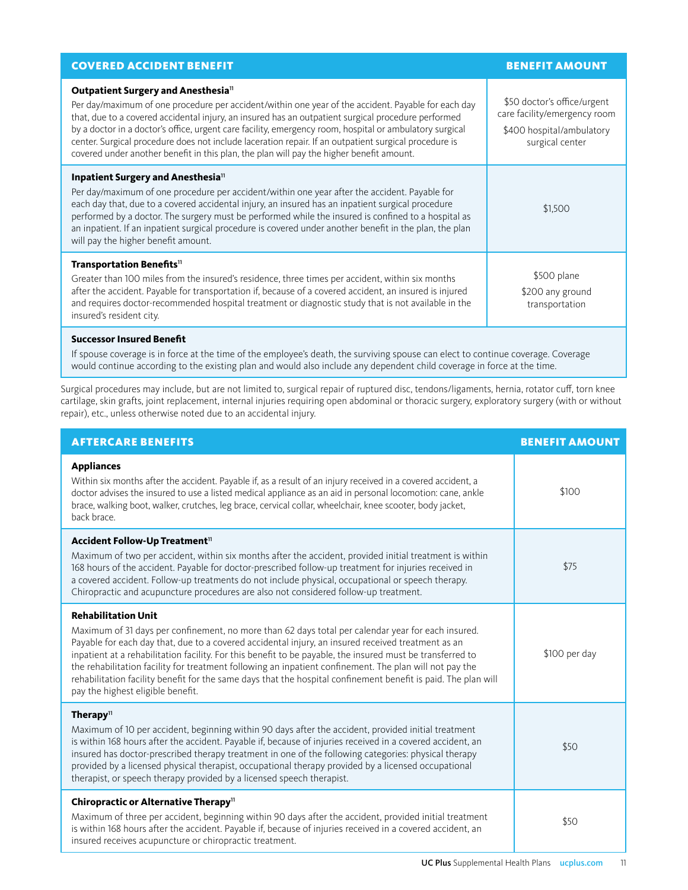| COVERED ACCIDENT BENEFIT | BENEFIT AMOUNT |
|---|---|
| **Outpatient Surgery and Anesthesia**[11]<br>Per day/maximum of one procedure per accident/within one year of the accident. Payable for each day that, due to a covered accidental injury, an insured has an outpatient surgical procedure performed by a doctor in a doctor's office, urgent care facility, emergency room, hospital or ambulatory surgical center. Surgical procedure does not include laceration repair. If an outpatient surgical procedure is covered under another benefit in this plan, the plan will pay the higher benefit amount. | $50 doctor's office/urgent care facility/emergency room<br>$400 hospital/ambulatory surgical center |
| **Inpatient Surgery and Anesthesia**[11]<br>Per day/maximum of one procedure per accident/within one year after the accident. Payable for each day that, due to a covered accidental injury, an insured has an inpatient surgical procedure performed by a doctor. The surgery must be performed while the insured is confined to a hospital as an inpatient. If an inpatient surgical procedure is covered under another benefit in the plan, the plan will pay the higher benefit amount. | $1,500 |
| **Transportation Benefits**[11]<br>Greater than 100 miles from the insured's residence, three times per accident, within six months after the accident. Payable for transportation if, because of a covered accident, an insured is injured and requires doctor-recommended hospital treatment or diagnostic study that is not available in the insured's resident city. | $500 plane<br>$200 any ground transportation |
| **Successor Insured Benefit**<br>If spouse coverage is in force at the time of the employee's death, the surviving spouse can elect to continue coverage. Coverage would continue according to the existing plan and would also include any dependent child coverage in force at the time. | |

Surgical procedures may include, but are not limited to, surgical repair of ruptured disc, tendons/ligaments, hernia, rotator cuff, torn knee cartilage, skin grafts, joint replacement, internal injuries requiring open abdominal or thoracic surgery, exploratory surgery (with or without repair), etc., unless otherwise noted due to an accidental injury.

| AFTERCARE BENEFITS | BENEFIT AMOUNT |
|---|---|
| **Appliances**<br>Within six months after the accident. Payable if, as a result of an injury received in a covered accident, a doctor advises the insured to use a listed medical appliance as an aid in personal locomotion: cane, ankle brace, walking boot, walker, crutches, leg brace, cervical collar, wheelchair, knee scooter, body jacket, back brace. | $100 |
| **Accident Follow-Up Treatment**[11]<br>Maximum of two per accident, within six months after the accident, provided initial treatment is within 168 hours of the accident. Payable for doctor-prescribed follow-up treatment for injuries received in a covered accident. Follow-up treatments do not include physical, occupational or speech therapy. Chiropractic and acupuncture procedures are also not considered follow-up treatment. | $75 |
| **Rehabilitation Unit**<br>Maximum of 31 days per confinement, no more than 62 days total per calendar year for each insured. Payable for each day that, due to a covered accidental injury, an insured received treatment as an inpatient at a rehabilitation facility. For this benefit to be payable, the insured must be transferred to the rehabilitation facility for treatment following an inpatient confinement. The plan will not pay the rehabilitation facility benefit for the same days that the hospital confinement benefit is paid. The plan will pay the highest eligible benefit. | $100 per day |
| **Therapy**[11]<br>Maximum of 10 per accident, beginning within 90 days after the accident, provided initial treatment is within 168 hours after the accident. Payable if, because of injuries received in a covered accident, an insured has doctor-prescribed therapy treatment in one of the following categories: physical therapy provided by a licensed physical therapist, occupational therapy provided by a licensed occupational therapist, or speech therapy provided by a licensed speech therapist. | $50 |
| **Chiropractic or Alternative Therapy**[11]<br>Maximum of three per accident, beginning within 90 days after the accident, provided initial treatment is within 168 hours after the accident. Payable if, because of injuries received in a covered accident, an insured receives acupuncture or chiropractic treatment. | $50 |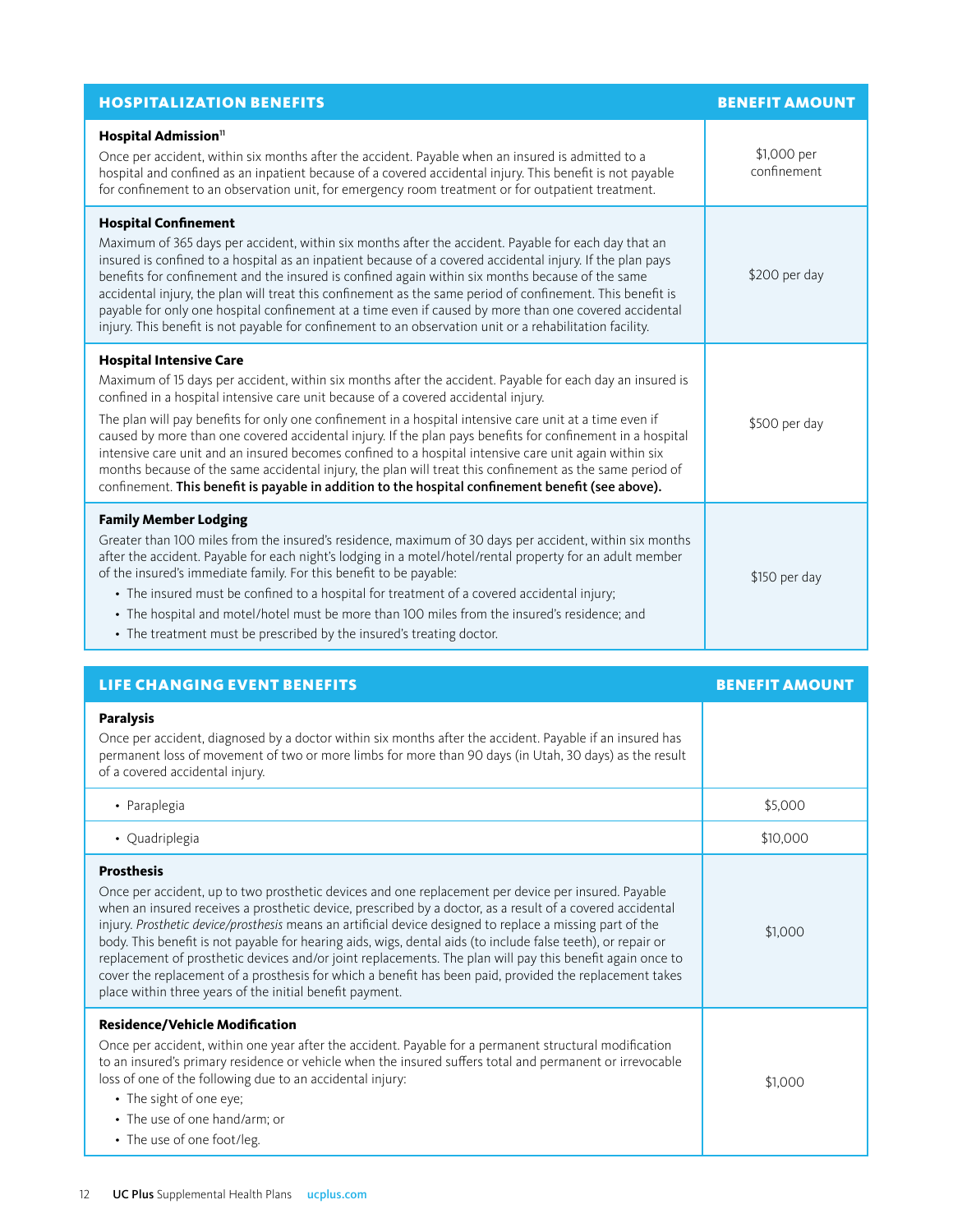| HOSPITALIZATION BENEFITS | BENEFIT AMOUNT |
|---|---|
| **Hospital Admission**[11]<br>Once per accident, within six months after the accident. Payable when an insured is admitted to a hospital and confined as an inpatient because of a covered accidental injury. This benefit is not payable for confinement to an observation unit, for emergency room treatment or for outpatient treatment. | $1,000 per confinement |
| **Hospital Confinement**<br>Maximum of 365 days per accident, within six months after the accident. Payable for each day that an insured is confined to a hospital as an inpatient because of a covered accidental injury. If the plan pays benefits for confinement and the insured is confined again within six months because of the same accidental injury, the plan will treat this confinement as the same period of confinement. This benefit is payable for only one hospital confinement at a time even if caused by more than one covered accidental injury. This benefit is not payable for confinement to an observation unit or a rehabilitation facility. | $200 per day |
| **Hospital Intensive Care**<br>Maximum of 15 days per accident, within six months after the accident. Payable for each day an insured is confined in a hospital intensive care unit because of a covered accidental injury.<br>The plan will pay benefits for only one confinement in a hospital intensive care unit at a time even if caused by more than one covered accidental injury. If the plan pays benefits for confinement in a hospital intensive care unit and an insured becomes confined to a hospital intensive care unit again within six months because of the same accidental injury, the plan will treat this confinement as the same period of confinement. **This benefit is payable in addition to the hospital confinement benefit (see above).** | $500 per day |
| **Family Member Lodging**<br>Greater than 100 miles from the insured's residence, maximum of 30 days per accident, within six months after the accident. Payable for each night's lodging in a motel/hotel/rental property for an adult member of the insured's immediate family. For this benefit to be payable:<br>• The insured must be confined to a hospital for treatment of a covered accidental injury;<br>• The hospital and motel/hotel must be more than 100 miles from the insured's residence; and<br>• The treatment must be prescribed by the insured's treating doctor. | $150 per day |

| LIFE CHANGING EVENT BENEFITS | BENEFIT AMOUNT |
|---|---|
| **Paralysis**<br>Once per accident, diagnosed by a doctor within six months after the accident. Payable if an insured has permanent loss of movement of two or more limbs for more than 90 days (in Utah, 30 days) as the result of a covered accidental injury. | |
| • Paraplegia | $5,000 |
| • Quadriplegia | $10,000 |
| **Prosthesis**<br>Once per accident, up to two prosthetic devices and one replacement per device per insured. Payable when an insured receives a prosthetic device, prescribed by a doctor, as a result of a covered accidental injury. *Prosthetic device/prosthesis* means an artificial device designed to replace a missing part of the body. This benefit is not payable for hearing aids, wigs, dental aids (to include false teeth), or repair or replacement of prosthetic devices and/or joint replacements. The plan will pay this benefit again once to cover the replacement of a prosthesis for which a benefit has been paid, provided the replacement takes place within three years of the initial benefit payment. | $1,000 |
| **Residence/Vehicle Modification**<br>Once per accident, within one year after the accident. Payable for a permanent structural modification to an insured's primary residence or vehicle when the insured suffers total and permanent or irrevocable loss of one of the following due to an accidental injury:<br>• The sight of one eye;<br>• The use of one hand/arm; or<br>• The use of one foot/leg. | $1,000 |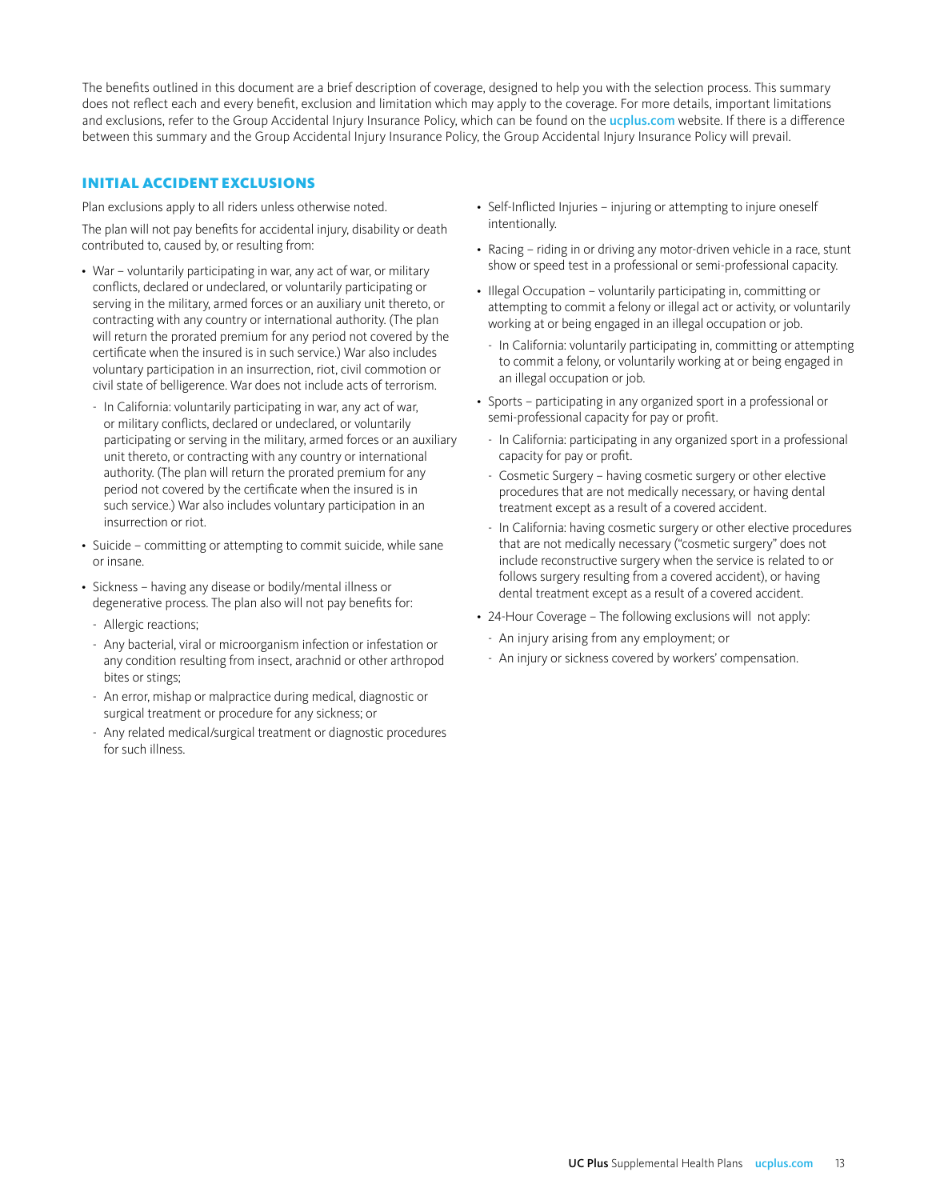The benefits outlined in this document are a brief description of coverage, designed to help you with the selection process. This summary does not reflect each and every benefit, exclusion and limitation which may apply to the coverage. For more details, important limitations and exclusions, refer to the Group Accidental Injury Insurance Policy, which can be found on the **ucplus.com** website. If there is a difference between this summary and the Group Accidental Injury Insurance Policy, the Group Accidental Injury Insurance Policy will prevail.

## INITIAL ACCIDENT EXCLUSIONS

Plan exclusions apply to all riders unless otherwise noted.

The plan will not pay benefits for accidental injury, disability or death contributed to, caused by, or resulting from:

- War – voluntarily participating in war, any act of war, or military conflicts, declared or undeclared, or voluntarily participating or serving in the military, armed forces or an auxiliary unit thereto, or contracting with any country or international authority. (The plan will return the prorated premium for any period not covered by the certificate when the insured is in such service.) War also includes voluntary participation in an insurrection, riot, civil commotion or civil state of belligerence. War does not include acts of terrorism.
  - In California: voluntarily participating in war, any act of war, or military conflicts, declared or undeclared, or voluntarily participating or serving in the military, armed forces or an auxiliary unit thereto, or contracting with any country or international authority. (The plan will return the prorated premium for any period not covered by the certificate when the insured is in such service.) War also includes voluntary participation in an insurrection or riot.
- Suicide – committing or attempting to commit suicide, while sane or insane.
- Sickness – having any disease or bodily/mental illness or degenerative process. The plan also will not pay benefits for:
  - Allergic reactions;
  - Any bacterial, viral or microorganism infection or infestation or any condition resulting from insect, arachnid or other arthropod bites or stings;
  - An error, mishap or malpractice during medical, diagnostic or surgical treatment or procedure for any sickness; or
  - Any related medical/surgical treatment or diagnostic procedures for such illness.
- Self-Inflicted Injuries – injuring or attempting to injure oneself intentionally.
- Racing – riding in or driving any motor-driven vehicle in a race, stunt show or speed test in a professional or semi-professional capacity.
- Illegal Occupation – voluntarily participating in, committing or attempting to commit a felony or illegal act or activity, or voluntarily working at or being engaged in an illegal occupation or job.
  - In California: voluntarily participating in, committing or attempting to commit a felony, or voluntarily working at or being engaged in an illegal occupation or job.
- Sports – participating in any organized sport in a professional or semi-professional capacity for pay or profit.
  - In California: participating in any organized sport in a professional capacity for pay or profit.
  - Cosmetic Surgery – having cosmetic surgery or other elective procedures that are not medically necessary, or having dental treatment except as a result of a covered accident.
  - In California: having cosmetic surgery or other elective procedures that are not medically necessary ("cosmetic surgery" does not include reconstructive surgery when the service is related to or follows surgery resulting from a covered accident), or having dental treatment except as a result of a covered accident.
- 24-Hour Coverage – The following exclusions will not apply:
  - An injury arising from any employment; or
  - An injury or sickness covered by workers' compensation.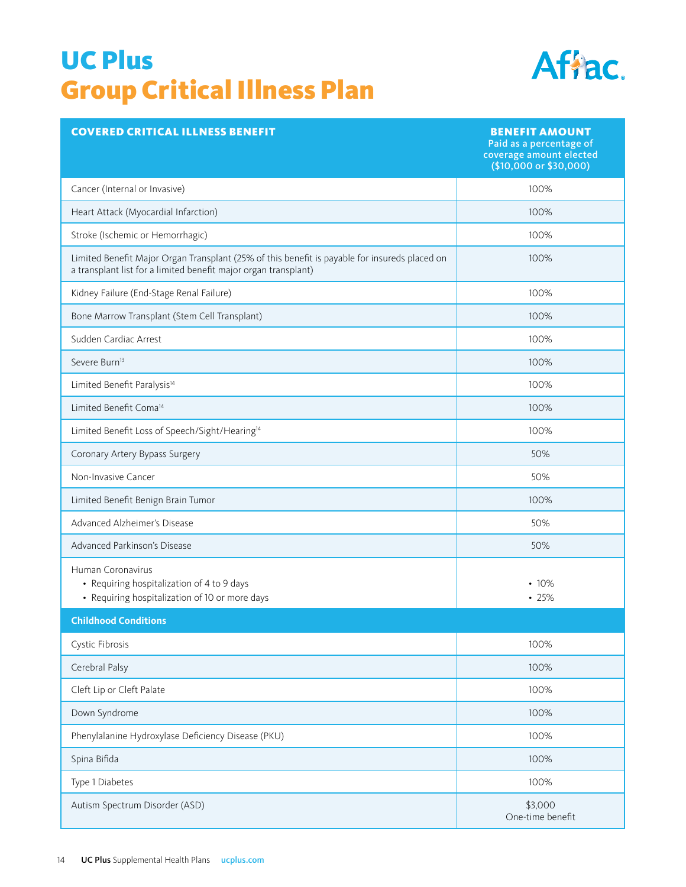# UC Plus
# Group Critical Illness Plan

| COVERED CRITICAL ILLNESS BENEFIT | BENEFIT AMOUNT Paid as a percentage of coverage amount elected ($10,000 or $30,000) |
|---|---|
| Cancer (Internal or Invasive) | 100% |
| Heart Attack (Myocardial Infarction) | 100% |
| Stroke (Ischemic or Hemorrhagic) | 100% |
| Limited Benefit Major Organ Transplant (25% of this benefit is payable for insureds placed on a transplant list for a limited benefit major organ transplant) | 100% |
| Kidney Failure (End-Stage Renal Failure) | 100% |
| Bone Marrow Transplant (Stem Cell Transplant) | 100% |
| Sudden Cardiac Arrest | 100% |
| Severe Burn[13] | 100% |
| Limited Benefit Paralysis[14] | 100% |
| Limited Benefit Coma[14] | 100% |
| Limited Benefit Loss of Speech/Sight/Hearing[14] | 100% |
| Coronary Artery Bypass Surgery | 50% |
| Non-Invasive Cancer | 50% |
| Limited Benefit Benign Brain Tumor | 100% |
| Advanced Alzheimer's Disease | 50% |
| Advanced Parkinson's Disease | 50% |
| Human Coronavirus<br>• Requiring hospitalization of 4 to 9 days<br>• Requiring hospitalization of 10 or more days | <br>• 10%<br>• 25% |
| **Childhood Conditions** | |
| Cystic Fibrosis | 100% |
| Cerebral Palsy | 100% |
| Cleft Lip or Cleft Palate | 100% |
| Down Syndrome | 100% |
| Phenylalanine Hydroxylase Deficiency Disease (PKU) | 100% |
| Spina Bifida | 100% |
| Type 1 Diabetes | 100% |
| Autism Spectrum Disorder (ASD) | $3,000<br>One-time benefit |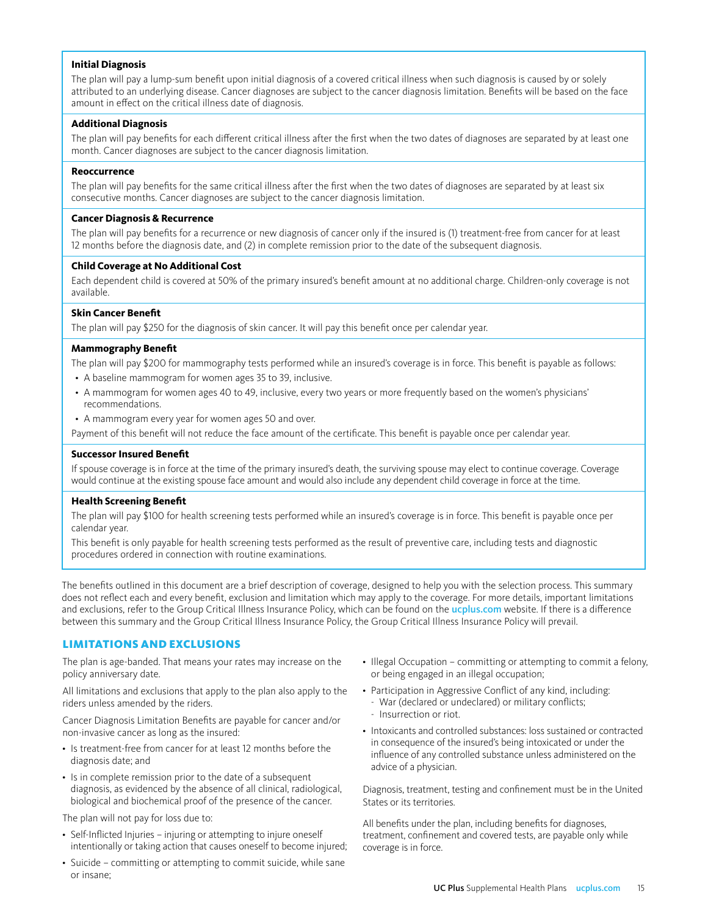**Initial Diagnosis**

The plan will pay a lump-sum benefit upon initial diagnosis of a covered critical illness when such diagnosis is caused by or solely attributed to an underlying disease. Cancer diagnoses are subject to the cancer diagnosis limitation. Benefits will be based on the face amount in effect on the critical illness date of diagnosis.

**Additional Diagnosis**

The plan will pay benefits for each different critical illness after the first when the two dates of diagnoses are separated by at least one month. Cancer diagnoses are subject to the cancer diagnosis limitation.

**Reoccurrence**

The plan will pay benefits for the same critical illness after the first when the two dates of diagnoses are separated by at least six consecutive months. Cancer diagnoses are subject to the cancer diagnosis limitation.

**Cancer Diagnosis & Recurrence**

The plan will pay benefits for a recurrence or new diagnosis of cancer only if the insured is (1) treatment-free from cancer for at least 12 months before the diagnosis date, and (2) in complete remission prior to the date of the subsequent diagnosis.

**Child Coverage at No Additional Cost**

Each dependent child is covered at 50% of the primary insured's benefit amount at no additional charge. Children-only coverage is not available.

**Skin Cancer Benefit**

The plan will pay $250 for the diagnosis of skin cancer. It will pay this benefit once per calendar year.

**Mammography Benefit**

The plan will pay $200 for mammography tests performed while an insured's coverage is in force. This benefit is payable as follows:

- A baseline mammogram for women ages 35 to 39, inclusive.
- A mammogram for women ages 40 to 49, inclusive, every two years or more frequently based on the women's physicians' recommendations.
- A mammogram every year for women ages 50 and over.

Payment of this benefit will not reduce the face amount of the certificate. This benefit is payable once per calendar year.

**Successor Insured Benefit**

If spouse coverage is in force at the time of the primary insured's death, the surviving spouse may elect to continue coverage. Coverage would continue at the existing spouse face amount and would also include any dependent child coverage in force at the time.

**Health Screening Benefit**

The plan will pay $100 for health screening tests performed while an insured's coverage is in force. This benefit is payable once per calendar year.

This benefit is only payable for health screening tests performed as the result of preventive care, including tests and diagnostic procedures ordered in connection with routine examinations.

The benefits outlined in this document are a brief description of coverage, designed to help you with the selection process. This summary does not reflect each and every benefit, exclusion and limitation which may apply to the coverage. For more details, important limitations and exclusions, refer to the Group Critical Illness Insurance Policy, which can be found on the **ucplus.com** website. If there is a difference between this summary and the Group Critical Illness Insurance Policy, the Group Critical Illness Insurance Policy will prevail.

## LIMITATIONS AND EXCLUSIONS

The plan is age-banded. That means your rates may increase on the policy anniversary date.

All limitations and exclusions that apply to the plan also apply to the riders unless amended by the riders.

Cancer Diagnosis Limitation Benefits are payable for cancer and/or non-invasive cancer as long as the insured:

- Is treatment-free from cancer for at least 12 months before the diagnosis date; and
- Is in complete remission prior to the date of a subsequent diagnosis, as evidenced by the absence of all clinical, radiological, biological and biochemical proof of the presence of the cancer.

The plan will not pay for loss due to:

- Self-Inflicted Injuries – injuring or attempting to injure oneself intentionally or taking action that causes oneself to become injured;
- Suicide – committing or attempting to commit suicide, while sane or insane;
- Illegal Occupation – committing or attempting to commit a felony, or being engaged in an illegal occupation;
- Participation in Aggressive Conflict of any kind, including:
  - War (declared or undeclared) or military conflicts;
  - Insurrection or riot.
- Intoxicants and controlled substances: loss sustained or contracted in consequence of the insured's being intoxicated or under the influence of any controlled substance unless administered on the advice of a physician.

Diagnosis, treatment, testing and confinement must be in the United States or its territories.

All benefits under the plan, including benefits for diagnoses, treatment, confinement and covered tests, are payable only while coverage is in force.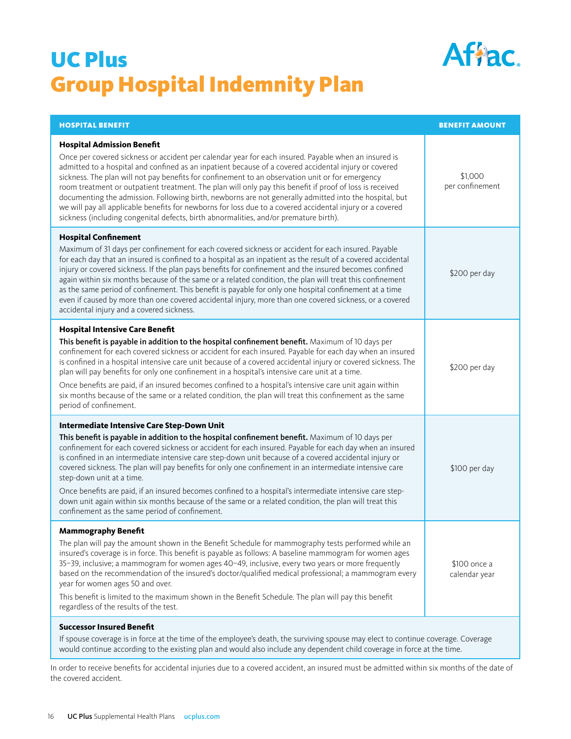# UC Plus
## Group Hospital Indemnity Plan

| HOSPITAL BENEFIT | BENEFIT AMOUNT |
|---|---|
| **Hospital Admission Benefit**<br>Once per covered sickness or accident per calendar year for each insured. Payable when an insured is admitted to a hospital and confined as an inpatient because of a covered accidental injury or covered sickness. The plan will not pay benefits for confinement to an observation unit or for emergency room treatment or outpatient treatment. The plan will only pay this benefit if proof of loss is received documenting the admission. Following birth, newborns are not generally admitted into the hospital, but we will pay all applicable benefits for newborns for loss due to a covered accidental injury or a covered sickness (including congenital defects, birth abnormalities, and/or premature birth). | $1,000 per confinement |
| **Hospital Confinement**<br>Maximum of 31 days per confinement for each covered sickness or accident for each insured. Payable for each day that an insured is confined to a hospital as an inpatient as the result of a covered accidental injury or covered sickness. If the plan pays benefits for confinement and the insured becomes confined again within six months because of the same or a related condition, the plan will treat this confinement as the same period of confinement. This benefit is payable for only one hospital confinement at a time even if caused by more than one covered accidental injury, more than one covered sickness, or a covered accidental injury and a covered sickness. | $200 per day |
| **Hospital Intensive Care Benefit**<br>**This benefit is payable in addition to the hospital confinement benefit.** Maximum of 10 days per confinement for each covered sickness or accident for each insured. Payable for each day when an insured is confined in a hospital intensive care unit because of a covered accidental injury or covered sickness. The plan will pay benefits for only one confinement in a hospital's intensive care unit at a time.<br>Once benefits are paid, if an insured becomes confined to a hospital's intensive care unit again within six months because of the same or a related condition, the plan will treat this confinement as the same period of confinement. | $200 per day |
| **Intermediate Intensive Care Step-Down Unit**<br>**This benefit is payable in addition to the hospital confinement benefit.** Maximum of 10 days per confinement for each covered sickness or accident for each insured. Payable for each day when an insured is confined in an intermediate intensive care step-down unit because of a covered accidental injury or covered sickness. The plan will pay benefits for only one confinement in an intermediate intensive care step-down unit at a time.<br>Once benefits are paid, if an insured becomes confined to a hospital's intermediate intensive care step-down unit again within six months because of the same or a related condition, the plan will treat this confinement as the same period of confinement. | $100 per day |
| **Mammography Benefit**<br>The plan will pay the amount shown in the Benefit Schedule for mammography tests performed while an insured's coverage is in force. This benefit is payable as follows: A baseline mammogram for women ages 35–39, inclusive; a mammogram for women ages 40–49, inclusive, every two years or more frequently based on the recommendation of the insured's doctor/qualified medical professional; a mammogram every year for women ages 50 and over.<br>This benefit is limited to the maximum shown in the Benefit Schedule. The plan will pay this benefit regardless of the results of the test. | $100 once a calendar year |
| **Successor Insured Benefit**<br>If spouse coverage is in force at the time of the employee's death, the surviving spouse may elect to continue coverage. Coverage would continue according to the existing plan and would also include any dependent child coverage in force at the time. | |

In order to receive benefits for accidental injuries due to a covered accident, an insured must be admitted within six months of the date of the covered accident.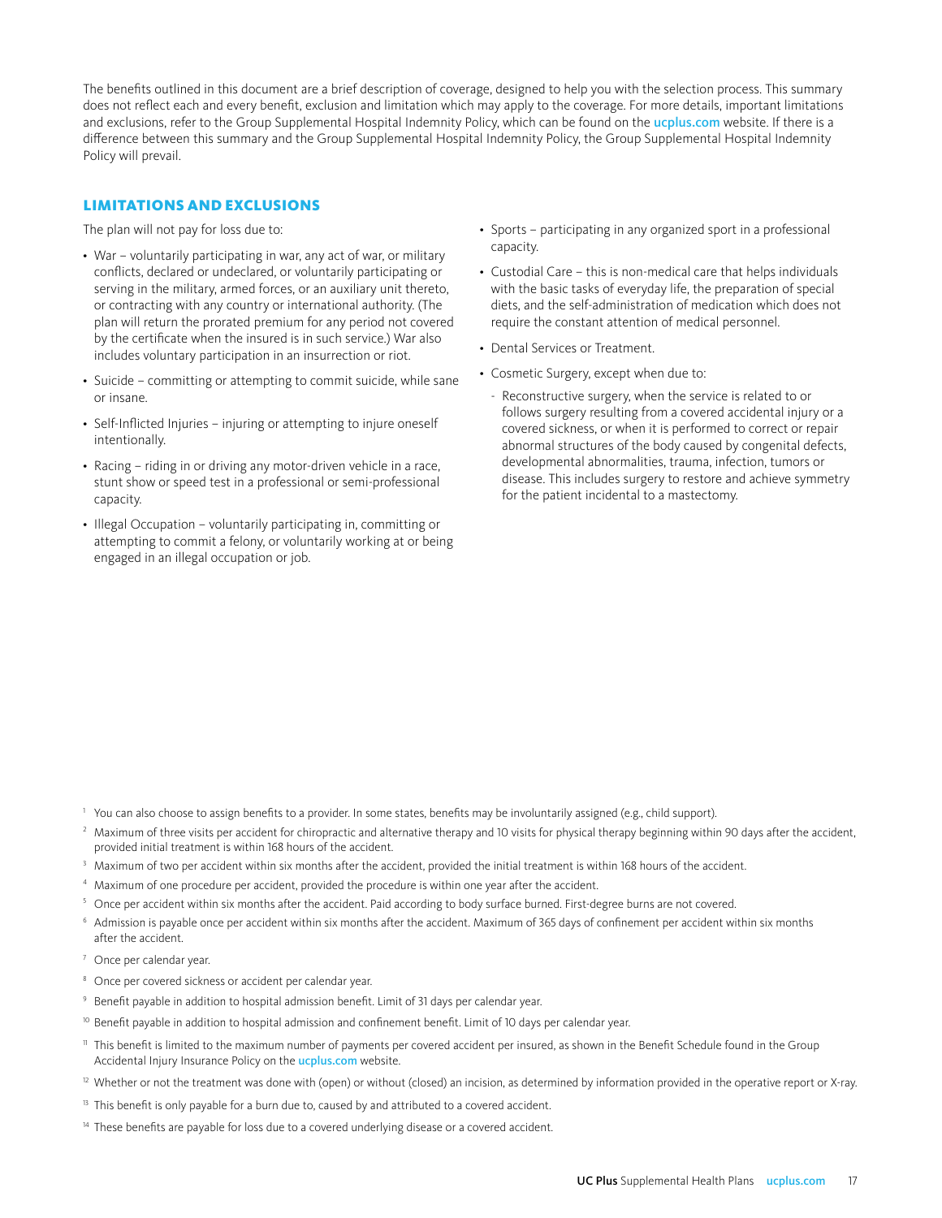The benefits outlined in this document are a brief description of coverage, designed to help you with the selection process. This summary does not reflect each and every benefit, exclusion and limitation which may apply to the coverage. For more details, important limitations and exclusions, refer to the Group Supplemental Hospital Indemnity Policy, which can be found on the **ucplus.com** website. If there is a difference between this summary and the Group Supplemental Hospital Indemnity Policy, the Group Supplemental Hospital Indemnity Policy will prevail.

## LIMITATIONS AND EXCLUSIONS

The plan will not pay for loss due to:

- War – voluntarily participating in war, any act of war, or military conflicts, declared or undeclared, or voluntarily participating or serving in the military, armed forces, or an auxiliary unit thereto, or contracting with any country or international authority. (The plan will return the prorated premium for any period not covered by the certificate when the insured is in such service.) War also includes voluntary participation in an insurrection or riot.
- Suicide – committing or attempting to commit suicide, while sane or insane.
- Self-Inflicted Injuries – injuring or attempting to injure oneself intentionally.
- Racing – riding in or driving any motor-driven vehicle in a race, stunt show or speed test in a professional or semi-professional capacity.
- Illegal Occupation – voluntarily participating in, committing or attempting to commit a felony, or voluntarily working at or being engaged in an illegal occupation or job.
- Sports – participating in any organized sport in a professional capacity.
- Custodial Care – this is non-medical care that helps individuals with the basic tasks of everyday life, the preparation of special diets, and the self-administration of medication which does not require the constant attention of medical personnel.
- Dental Services or Treatment.
- Cosmetic Surgery, except when due to:
  - Reconstructive surgery, when the service is related to or follows surgery resulting from a covered accidental injury or a covered sickness, or when it is performed to correct or repair abnormal structures of the body caused by congenital defects, developmental abnormalities, trauma, infection, tumors or disease. This includes surgery to restore and achieve symmetry for the patient incidental to a mastectomy.

[1] You can also choose to assign benefits to a provider. In some states, benefits may be involuntarily assigned (e.g., child support).

[2] Maximum of three visits per accident for chiropractic and alternative therapy and 10 visits for physical therapy beginning within 90 days after the accident, provided initial treatment is within 168 hours of the accident.

[3] Maximum of two per accident within six months after the accident, provided the initial treatment is within 168 hours of the accident.

[4] Maximum of one procedure per accident, provided the procedure is within one year after the accident.

[5] Once per accident within six months after the accident. Paid according to body surface burned. First-degree burns are not covered.

[6] Admission is payable once per accident within six months after the accident. Maximum of 365 days of confinement per accident within six months after the accident.

[7] Once per calendar year.

[8] Once per covered sickness or accident per calendar year.

[9] Benefit payable in addition to hospital admission benefit. Limit of 31 days per calendar year.

[10] Benefit payable in addition to hospital admission and confinement benefit. Limit of 10 days per calendar year.

[11] This benefit is limited to the maximum number of payments per covered accident per insured, as shown in the Benefit Schedule found in the Group Accidental Injury Insurance Policy on the **ucplus.com** website.

[12] Whether or not the treatment was done with (open) or without (closed) an incision, as determined by information provided in the operative report or X-ray.

[13] This benefit is only payable for a burn due to, caused by and attributed to a covered accident.

[14] These benefits are payable for loss due to a covered underlying disease or a covered accident.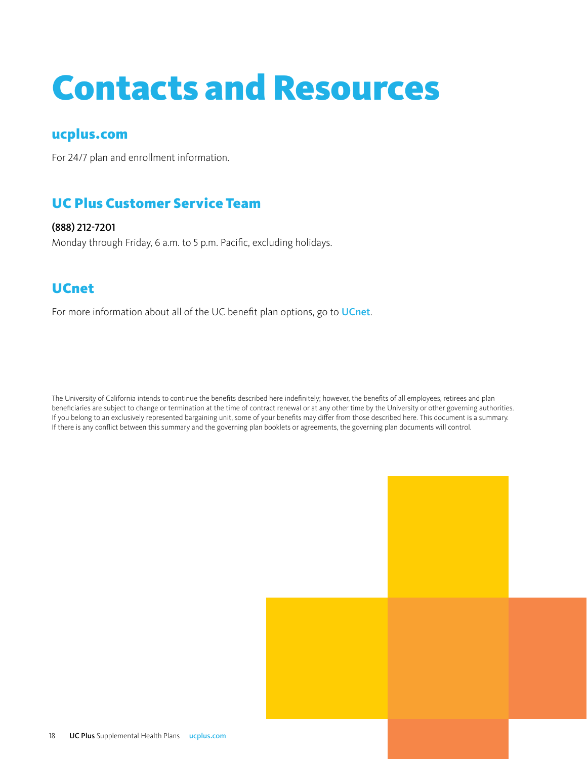# Contacts and Resources

## ucplus.com

For 24/7 plan and enrollment information.

## UC Plus Customer Service Team

**(888) 212-7201**
Monday through Friday, 6 a.m. to 5 p.m. Pacific, excluding holidays.

## UCnet

For more information about all of the UC benefit plan options, go to UCnet.

The University of California intends to continue the benefits described here indefinitely; however, the benefits of all employees, retirees and plan beneficiaries are subject to change or termination at the time of contract renewal or at any other time by the University or other governing authorities. If you belong to an exclusively represented bargaining unit, some of your benefits may differ from those described here. This document is a summary. If there is any conflict between this summary and the governing plan booklets or agreements, the governing plan documents will control.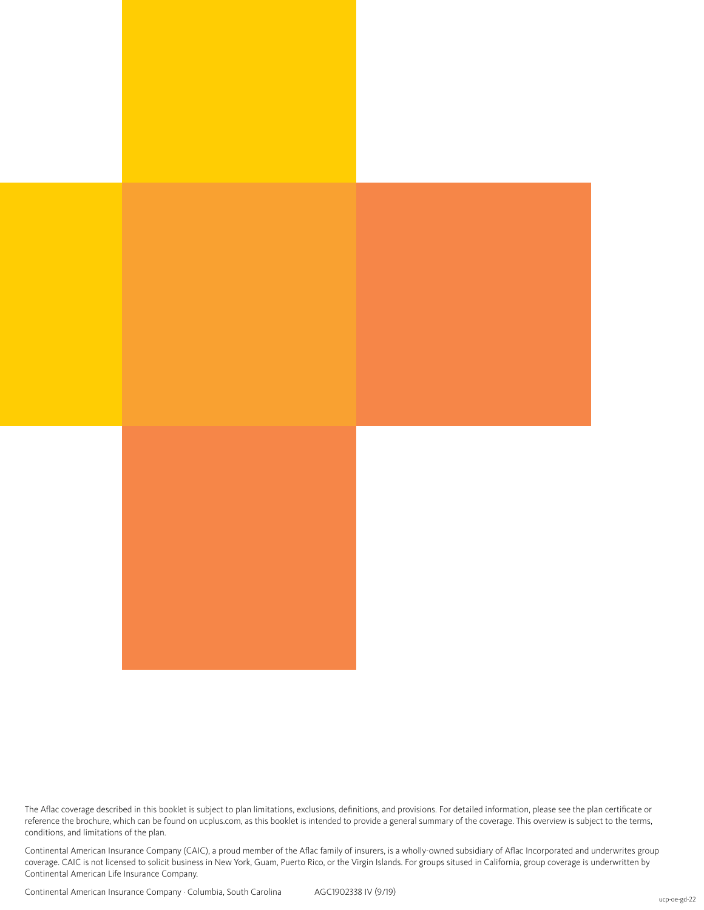The Aflac coverage described in this booklet is subject to plan limitations, exclusions, definitions, and provisions. For detailed information, please see the plan certificate or reference the brochure, which can be found on ucplus.com, as this booklet is intended to provide a general summary of the coverage. This overview is subject to the terms, conditions, and limitations of the plan.

Continental American Insurance Company (CAIC), a proud member of the Aflac family of insurers, is a wholly-owned subsidiary of Aflac Incorporated and underwrites group coverage. CAIC is not licensed to solicit business in New York, Guam, Puerto Rico, or the Virgin Islands. For groups sitused in California, group coverage is underwritten by Continental American Life Insurance Company.

Continental American Insurance Company · Columbia, South Carolina AGC1902338 IV (9/19)

ucp-oe-gd-22